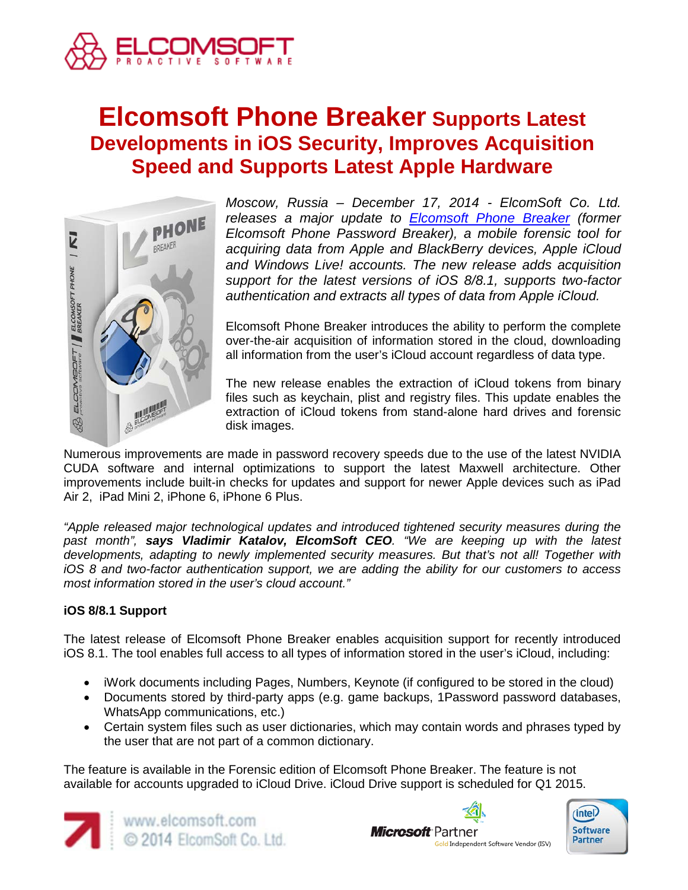# Elcomsoft Phone Breaker Supports Latest Developments in iOS Security, Improves Acquisition Speed and Supports Latest Apple Hardware

*Moscow, Russia – December 17, 2014 - ElcomSoft Co. Ltd. releases a major update to [Elcomsoft Phone Breaker](Elcomsoft Phone Breaker) (former Elcomsoft Phone Password Breaker), a mobile forensic tool for acquiring data from Apple and BlackBerry devices, Apple iCloud and Windows Live! accounts. The new release adds acquisition support for the latest versions of iOS 8/8.1, supports two-factor authentication and extracts all types of data from Apple iCloud.*

Elcomsoft Phone Breaker introduces the ability to perform the complete over-the-air acquisition of information stored in the cloud, downloading all information from the user's iCloud account regardless of data type.

The new release enables the extraction of iCloud tokens from binary files such as keychain, plist and registry files. This update enables the extraction of iCloud tokens from stand-alone hard drives and forensic disk images.

Numerous improvements are made in password recovery speeds due to the use of the latest NVIDIA CUDA software and internal optimizations to support the latest Maxwell architecture. Other improvements include built-in checks for updates and support for newer Apple devices such as iPad Air 2, iPad Mini 2, iPhone 6, iPhone 6 Plus.

*"Apple released major technological updates and introduced tightened security measures during the past month", **says Vladimir Katalov, ElcomSoft CEO**. "We are keeping up with the latest developments, adapting to newly implemented security measures. But that's not all! Together with iOS 8 and two-factor authentication support, we are adding the ability for our customers to access most information stored in the user's cloud account."*

**iOS 8/8.1 Support**

The latest release of Elcomsoft Phone Breaker enables acquisition support for recently introduced iOS 8.1. The tool enables full access to all types of information stored in the user's iCloud, including:

- iWork documents including Pages, Numbers, Keynote (if configured to be stored in the cloud)
- Documents stored by third-party apps (e.g. game backups, 1Password password databases, WhatsApp communications, etc.)
- Certain system files such as user dictionaries, which may contain words and phrases typed by the user that are not part of a common dictionary.

The feature is available in the Forensic edition of Elcomsoft Phone Breaker. The feature is not available for accounts upgraded to iCloud Drive. iCloud Drive support is scheduled for Q1 2015.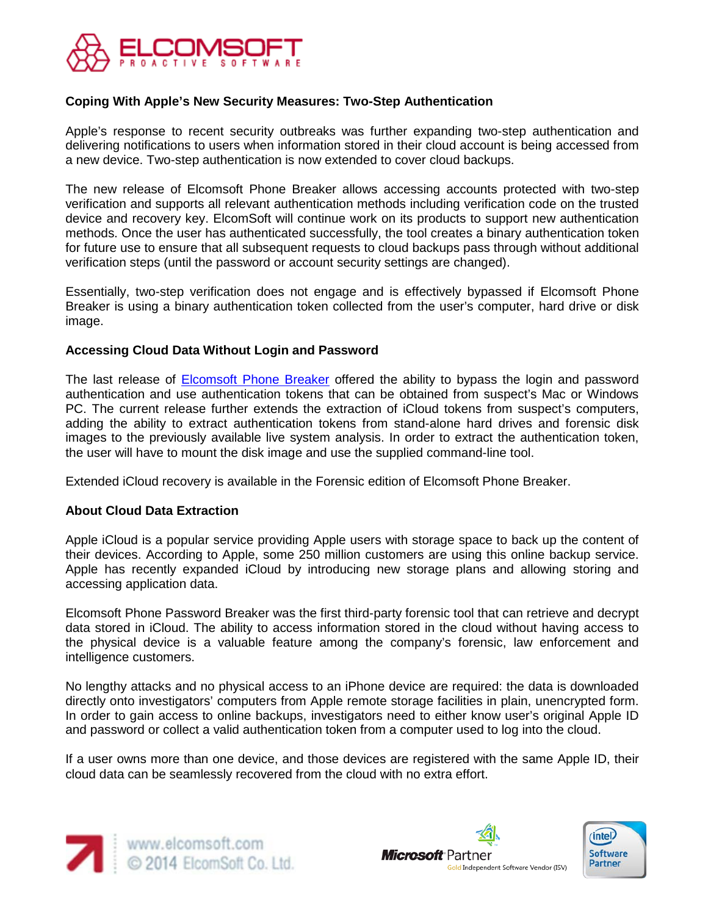### Coping With Apple's New Security Measures: Two-Step Authentication

Apple's response to recent security outbreaks was further expanding two-step authentication and delivering notifications to users when information stored in their cloud account is being accessed from a new device. Two-step authentication is now extended to cover cloud backups.

The new release of Elcomsoft Phone Breaker allows accessing accounts protected with two-step verification and supports all relevant authentication methods including verification code on the trusted device and recovery key. ElcomSoft will continue work on its products to support new authentication methods. Once the user has authenticated successfully, the tool creates a binary authentication token for future use to ensure that all subsequent requests to cloud backups pass through without additional verification steps (until the password or account security settings are changed).

Essentially, two-step verification does not engage and is effectively bypassed if Elcomsoft Phone Breaker is using a binary authentication token collected from the user's computer, hard drive or disk image.

### Accessing Cloud Data Without Login and Password

The last release of Elcomsoft Phone Breaker offered the ability to bypass the login and password authentication and use authentication tokens that can be obtained from suspect's Mac or Windows PC. The current release further extends the extraction of iCloud tokens from suspect's computers, adding the ability to extract authentication tokens from stand-alone hard drives and forensic disk images to the previously available live system analysis. In order to extract the authentication token, the user will have to mount the disk image and use the supplied command-line tool.

Extended iCloud recovery is available in the Forensic edition of Elcomsoft Phone Breaker.

### About Cloud Data Extraction

Apple iCloud is a popular service providing Apple users with storage space to back up the content of their devices. According to Apple, some 250 million customers are using this online backup service. Apple has recently expanded iCloud by introducing new storage plans and allowing storing and accessing application data.

Elcomsoft Phone Password Breaker was the first third-party forensic tool that can retrieve and decrypt data stored in iCloud. The ability to access information stored in the cloud without having access to the physical device is a valuable feature among the company's forensic, law enforcement and intelligence customers.

No lengthy attacks and no physical access to an iPhone device are required: the data is downloaded directly onto investigators' computers from Apple remote storage facilities in plain, unencrypted form. In order to gain access to online backups, investigators need to either know user's original Apple ID and password or collect a valid authentication token from a computer used to log into the cloud.

If a user owns more than one device, and those devices are registered with the same Apple ID, their cloud data can be seamlessly recovered from the cloud with no extra effort.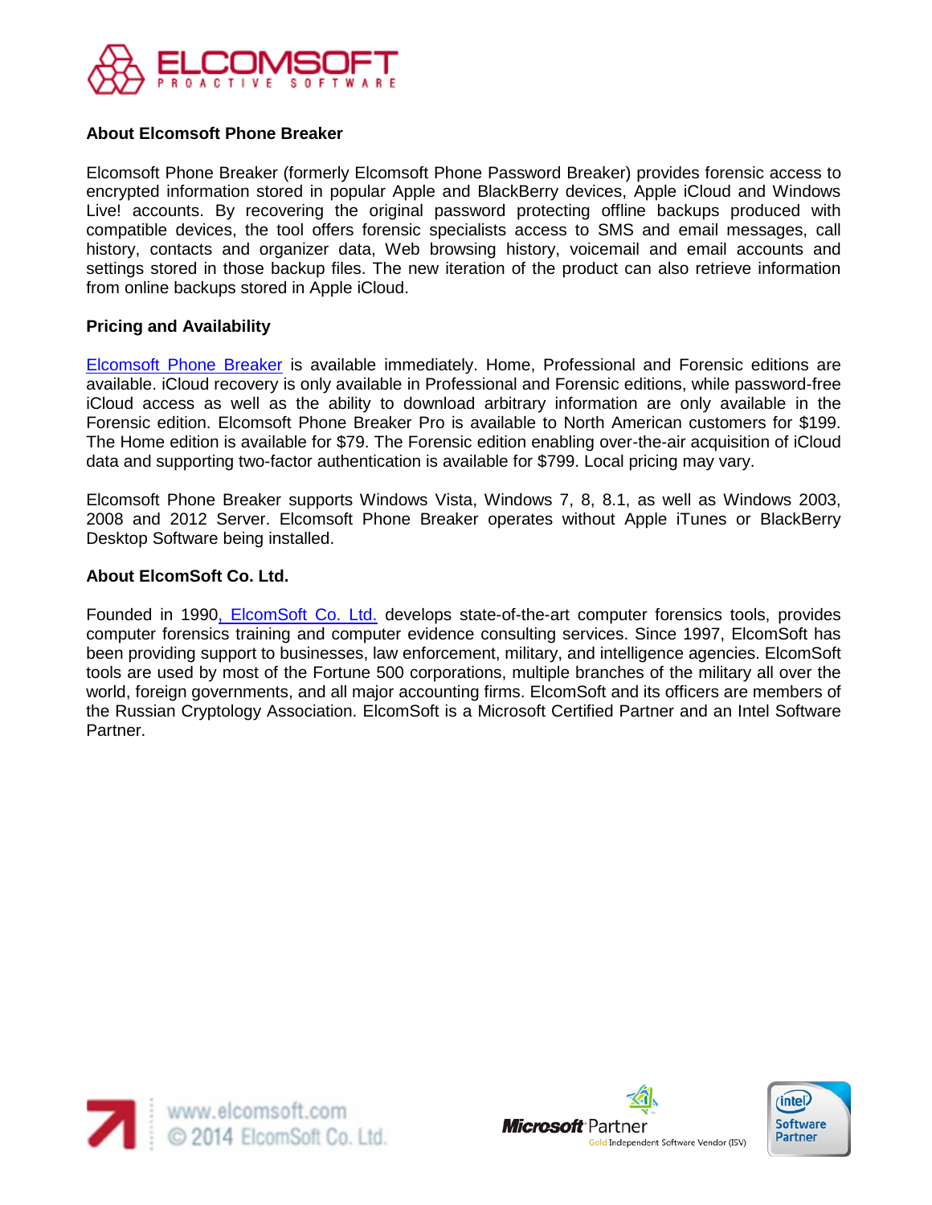### About Elcomsoft Phone Breaker

Elcomsoft Phone Breaker (formerly Elcomsoft Phone Password Breaker) provides forensic access to encrypted information stored in popular Apple and BlackBerry devices, Apple iCloud and Windows Live! accounts. By recovering the original password protecting offline backups produced with compatible devices, the tool offers forensic specialists access to SMS and email messages, call history, contacts and organizer data, Web browsing history, voicemail and email accounts and settings stored in those backup files. The new iteration of the product can also retrieve information from online backups stored in Apple iCloud.

### Pricing and Availability

Elcomsoft Phone Breaker is available immediately. Home, Professional and Forensic editions are available. iCloud recovery is only available in Professional and Forensic editions, while password-free iCloud access as well as the ability to download arbitrary information are only available in the Forensic edition. Elcomsoft Phone Breaker Pro is available to North American customers for $199. The Home edition is available for $79. The Forensic edition enabling over-the-air acquisition of iCloud data and supporting two-factor authentication is available for $799. Local pricing may vary.

Elcomsoft Phone Breaker supports Windows Vista, Windows 7, 8, 8.1, as well as Windows 2003, 2008 and 2012 Server. Elcomsoft Phone Breaker operates without Apple iTunes or BlackBerry Desktop Software being installed.

### About ElcomSoft Co. Ltd.

Founded in 1990, ElcomSoft Co. Ltd. develops state-of-the-art computer forensics tools, provides computer forensics training and computer evidence consulting services. Since 1997, ElcomSoft has been providing support to businesses, law enforcement, military, and intelligence agencies. ElcomSoft tools are used by most of the Fortune 500 corporations, multiple branches of the military all over the world, foreign governments, and all major accounting firms. ElcomSoft and its officers are members of the Russian Cryptology Association. ElcomSoft is a Microsoft Certified Partner and an Intel Software Partner.